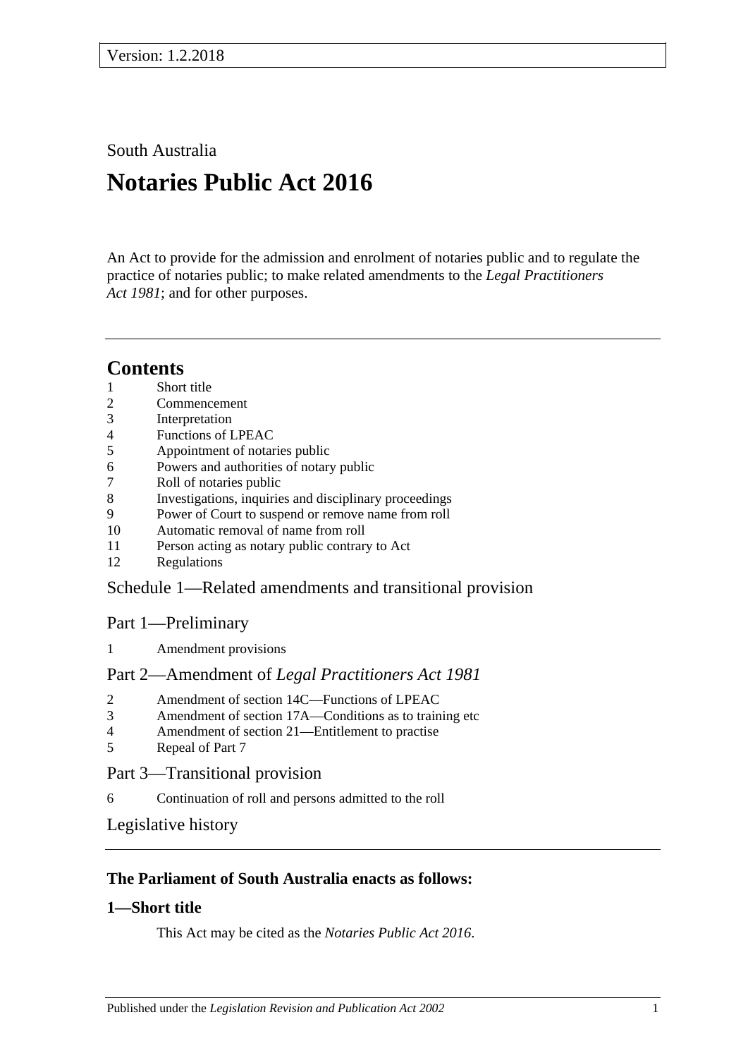Version: 1.2.2018

South Australia

# Notaries Public Act 2016

An Act to provide for the admission and enrolment of notaries public and to regulate the practice of notaries public; to make related amendments to the *Legal Practitioners Act 1981*; and for other purposes.

## Contents

1 Short title
2 Commencement
3 Interpretation
4 Functions of LPEAC
5 Appointment of notaries public
6 Powers and authorities of notary public
7 Roll of notaries public
8 Investigations, inquiries and disciplinary proceedings
9 Power of Court to suspend or remove name from roll
10 Automatic removal of name from roll
11 Person acting as notary public contrary to Act
12 Regulations

Schedule 1—Related amendments and transitional provision

Part 1—Preliminary

1 Amendment provisions

Part 2—Amendment of *Legal Practitioners Act 1981*

2 Amendment of section 14C—Functions of LPEAC
3 Amendment of section 17A—Conditions as to training etc
4 Amendment of section 21—Entitlement to practise
5 Repeal of Part 7

Part 3—Transitional provision

6 Continuation of roll and persons admitted to the roll

Legislative history

**The Parliament of South Australia enacts as follows:**

### 1—Short title

This Act may be cited as the *Notaries Public Act 2016*.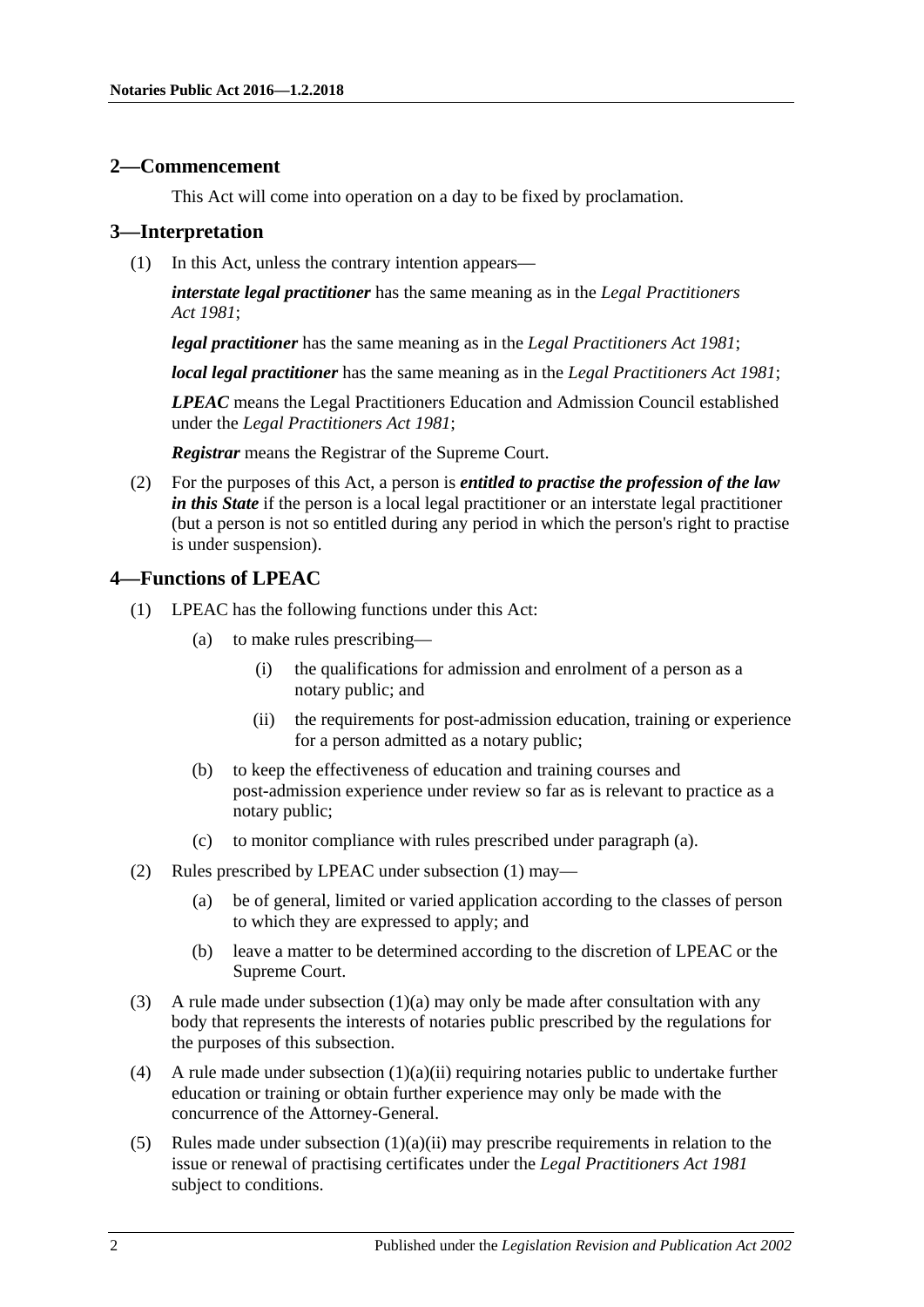## 2—Commencement

This Act will come into operation on a day to be fixed by proclamation.

## 3—Interpretation

(1) In this Act, unless the contrary intention appears—

***interstate legal practitioner*** has the same meaning as in the *Legal Practitioners Act 1981*;

***legal practitioner*** has the same meaning as in the *Legal Practitioners Act 1981*;

***local legal practitioner*** has the same meaning as in the *Legal Practitioners Act 1981*;

***LPEAC*** means the Legal Practitioners Education and Admission Council established under the *Legal Practitioners Act 1981*;

***Registrar*** means the Registrar of the Supreme Court.

(2) For the purposes of this Act, a person is ***entitled to practise the profession of the law in this State*** if the person is a local legal practitioner or an interstate legal practitioner (but a person is not so entitled during any period in which the person's right to practise is under suspension).

## 4—Functions of LPEAC

(1) LPEAC has the following functions under this Act:

(a) to make rules prescribing—

(i) the qualifications for admission and enrolment of a person as a notary public; and

(ii) the requirements for post-admission education, training or experience for a person admitted as a notary public;

(b) to keep the effectiveness of education and training courses and post-admission experience under review so far as is relevant to practice as a notary public;

(c) to monitor compliance with rules prescribed under paragraph (a).

(2) Rules prescribed by LPEAC under subsection (1) may—

(a) be of general, limited or varied application according to the classes of person to which they are expressed to apply; and

(b) leave a matter to be determined according to the discretion of LPEAC or the Supreme Court.

(3) A rule made under subsection (1)(a) may only be made after consultation with any body that represents the interests of notaries public prescribed by the regulations for the purposes of this subsection.

(4) A rule made under subsection (1)(a)(ii) requiring notaries public to undertake further education or training or obtain further experience may only be made with the concurrence of the Attorney-General.

(5) Rules made under subsection (1)(a)(ii) may prescribe requirements in relation to the issue or renewal of practising certificates under the *Legal Practitioners Act 1981* subject to conditions.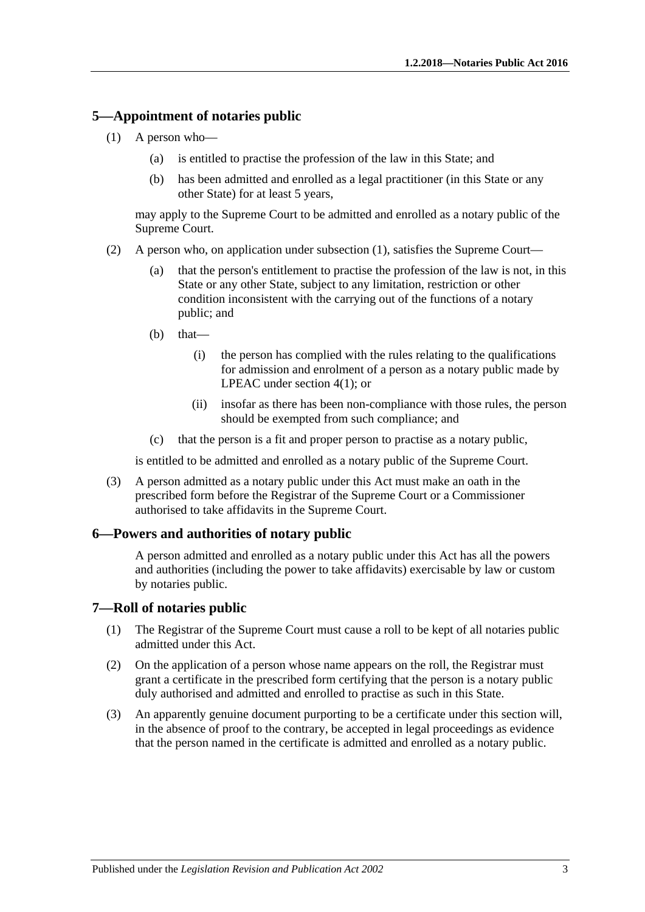## 5—Appointment of notaries public

(1) A person who—

  (a) is entitled to practise the profession of the law in this State; and

  (b) has been admitted and enrolled as a legal practitioner (in this State or any other State) for at least 5 years,

may apply to the Supreme Court to be admitted and enrolled as a notary public of the Supreme Court.

(2) A person who, on application under subsection (1), satisfies the Supreme Court—

  (a) that the person's entitlement to practise the profession of the law is not, in this State or any other State, subject to any limitation, restriction or other condition inconsistent with the carrying out of the functions of a notary public; and

  (b) that—

    (i) the person has complied with the rules relating to the qualifications for admission and enrolment of a person as a notary public made by LPEAC under section 4(1); or

    (ii) insofar as there has been non-compliance with those rules, the person should be exempted from such compliance; and

  (c) that the person is a fit and proper person to practise as a notary public,

is entitled to be admitted and enrolled as a notary public of the Supreme Court.

(3) A person admitted as a notary public under this Act must make an oath in the prescribed form before the Registrar of the Supreme Court or a Commissioner authorised to take affidavits in the Supreme Court.

## 6—Powers and authorities of notary public

A person admitted and enrolled as a notary public under this Act has all the powers and authorities (including the power to take affidavits) exercisable by law or custom by notaries public.

## 7—Roll of notaries public

(1) The Registrar of the Supreme Court must cause a roll to be kept of all notaries public admitted under this Act.

(2) On the application of a person whose name appears on the roll, the Registrar must grant a certificate in the prescribed form certifying that the person is a notary public duly authorised and admitted and enrolled to practise as such in this State.

(3) An apparently genuine document purporting to be a certificate under this section will, in the absence of proof to the contrary, be accepted in legal proceedings as evidence that the person named in the certificate is admitted and enrolled as a notary public.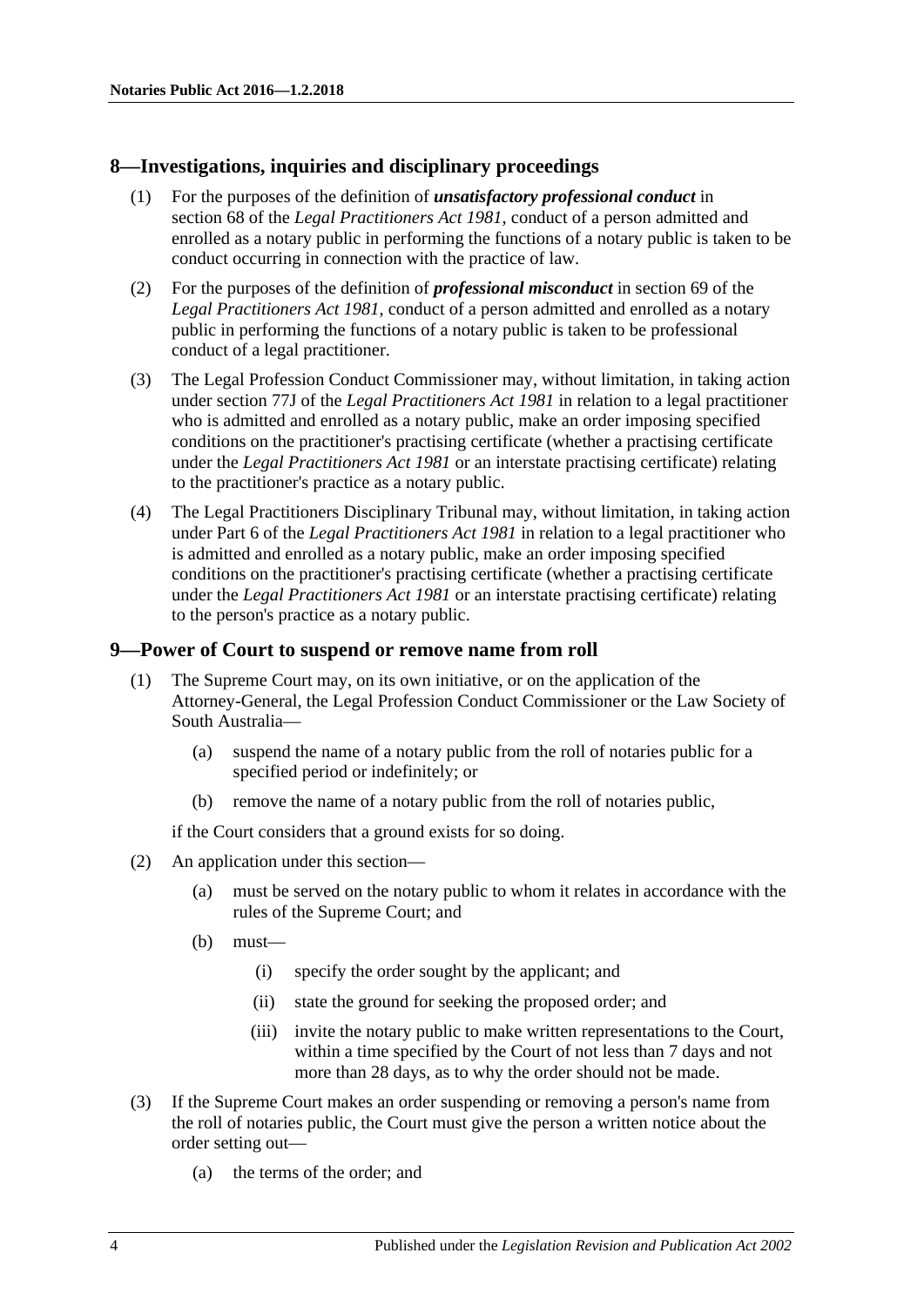## 8—Investigations, inquiries and disciplinary proceedings

(1) For the purposes of the definition of ***unsatisfactory professional conduct*** in section 68 of the *Legal Practitioners Act 1981*, conduct of a person admitted and enrolled as a notary public in performing the functions of a notary public is taken to be conduct occurring in connection with the practice of law.

(2) For the purposes of the definition of ***professional misconduct*** in section 69 of the *Legal Practitioners Act 1981*, conduct of a person admitted and enrolled as a notary public in performing the functions of a notary public is taken to be professional conduct of a legal practitioner.

(3) The Legal Profession Conduct Commissioner may, without limitation, in taking action under section 77J of the *Legal Practitioners Act 1981* in relation to a legal practitioner who is admitted and enrolled as a notary public, make an order imposing specified conditions on the practitioner's practising certificate (whether a practising certificate under the *Legal Practitioners Act 1981* or an interstate practising certificate) relating to the practitioner's practice as a notary public.

(4) The Legal Practitioners Disciplinary Tribunal may, without limitation, in taking action under Part 6 of the *Legal Practitioners Act 1981* in relation to a legal practitioner who is admitted and enrolled as a notary public, make an order imposing specified conditions on the practitioner's practising certificate (whether a practising certificate under the *Legal Practitioners Act 1981* or an interstate practising certificate) relating to the person's practice as a notary public.

## 9—Power of Court to suspend or remove name from roll

(1) The Supreme Court may, on its own initiative, or on the application of the Attorney-General, the Legal Profession Conduct Commissioner or the Law Society of South Australia—

- (a) suspend the name of a notary public from the roll of notaries public for a specified period or indefinitely; or
- (b) remove the name of a notary public from the roll of notaries public,

if the Court considers that a ground exists for so doing.

(2) An application under this section—

- (a) must be served on the notary public to whom it relates in accordance with the rules of the Supreme Court; and
- (b) must—
  - (i) specify the order sought by the applicant; and
  - (ii) state the ground for seeking the proposed order; and
  - (iii) invite the notary public to make written representations to the Court, within a time specified by the Court of not less than 7 days and not more than 28 days, as to why the order should not be made.

(3) If the Supreme Court makes an order suspending or removing a person's name from the roll of notaries public, the Court must give the person a written notice about the order setting out—

- (a) the terms of the order; and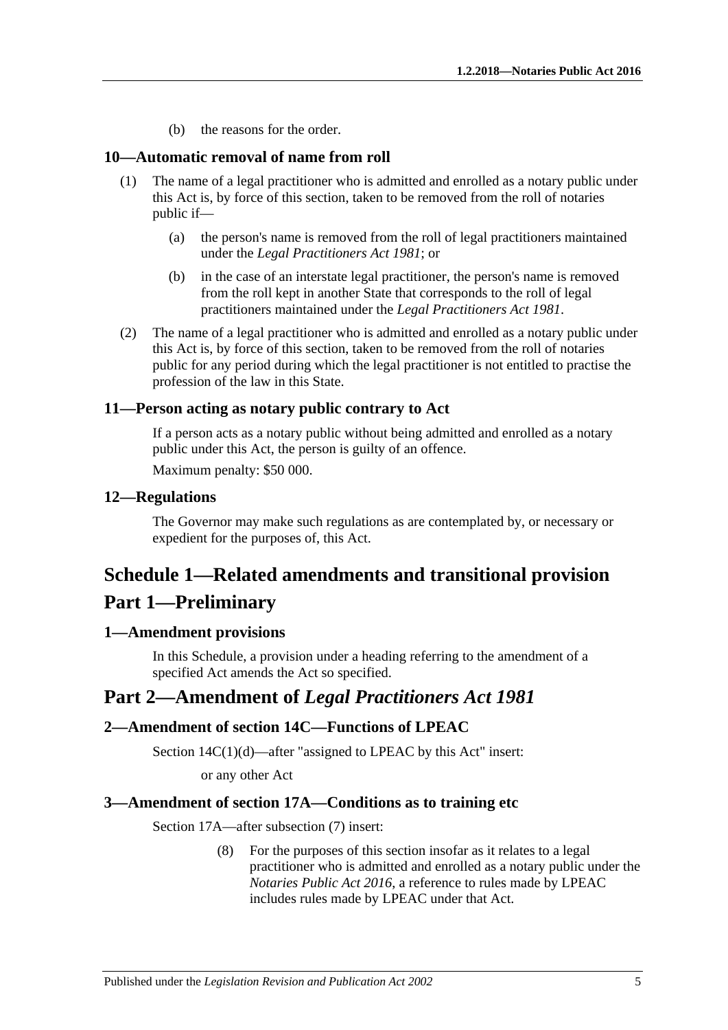(b) the reasons for the order.

### 10—Automatic removal of name from roll

(1) The name of a legal practitioner who is admitted and enrolled as a notary public under this Act is, by force of this section, taken to be removed from the roll of notaries public if—

(a) the person's name is removed from the roll of legal practitioners maintained under the *Legal Practitioners Act 1981*; or

(b) in the case of an interstate legal practitioner, the person's name is removed from the roll kept in another State that corresponds to the roll of legal practitioners maintained under the *Legal Practitioners Act 1981*.

(2) The name of a legal practitioner who is admitted and enrolled as a notary public under this Act is, by force of this section, taken to be removed from the roll of notaries public for any period during which the legal practitioner is not entitled to practise the profession of the law in this State.

### 11—Person acting as notary public contrary to Act

If a person acts as a notary public without being admitted and enrolled as a notary public under this Act, the person is guilty of an offence.

Maximum penalty: $50 000.

### 12—Regulations

The Governor may make such regulations as are contemplated by, or necessary or expedient for the purposes of, this Act.

# Schedule 1—Related amendments and transitional provision

## Part 1—Preliminary

### 1—Amendment provisions

In this Schedule, a provision under a heading referring to the amendment of a specified Act amends the Act so specified.

## Part 2—Amendment of *Legal Practitioners Act 1981*

### 2—Amendment of section 14C—Functions of LPEAC

Section 14C(1)(d)—after "assigned to LPEAC by this Act" insert:

or any other Act

### 3—Amendment of section 17A—Conditions as to training etc

Section 17A—after subsection (7) insert:

(8) For the purposes of this section insofar as it relates to a legal practitioner who is admitted and enrolled as a notary public under the *Notaries Public Act 2016*, a reference to rules made by LPEAC includes rules made by LPEAC under that Act.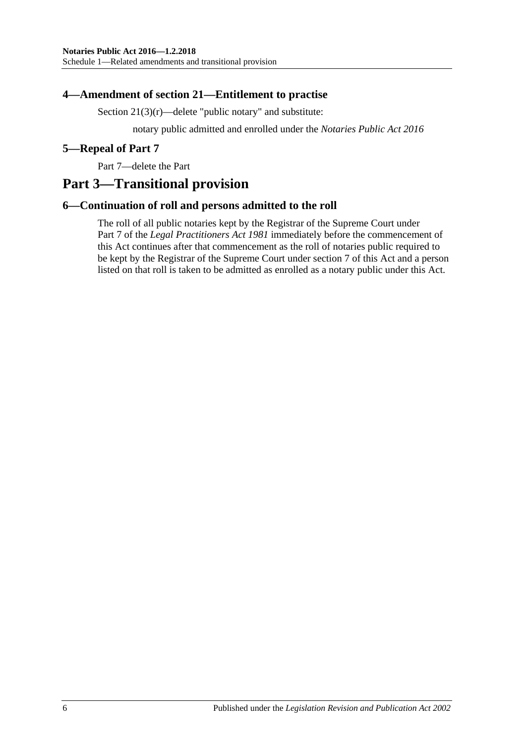### 4—Amendment of section 21—Entitlement to practise

Section 21(3)(r)—delete "public notary" and substitute:

notary public admitted and enrolled under the *Notaries Public Act 2016*

### 5—Repeal of Part 7

Part 7—delete the Part

## Part 3—Transitional provision

### 6—Continuation of roll and persons admitted to the roll

The roll of all public notaries kept by the Registrar of the Supreme Court under Part 7 of the *Legal Practitioners Act 1981* immediately before the commencement of this Act continues after that commencement as the roll of notaries public required to be kept by the Registrar of the Supreme Court under section 7 of this Act and a person listed on that roll is taken to be admitted as enrolled as a notary public under this Act.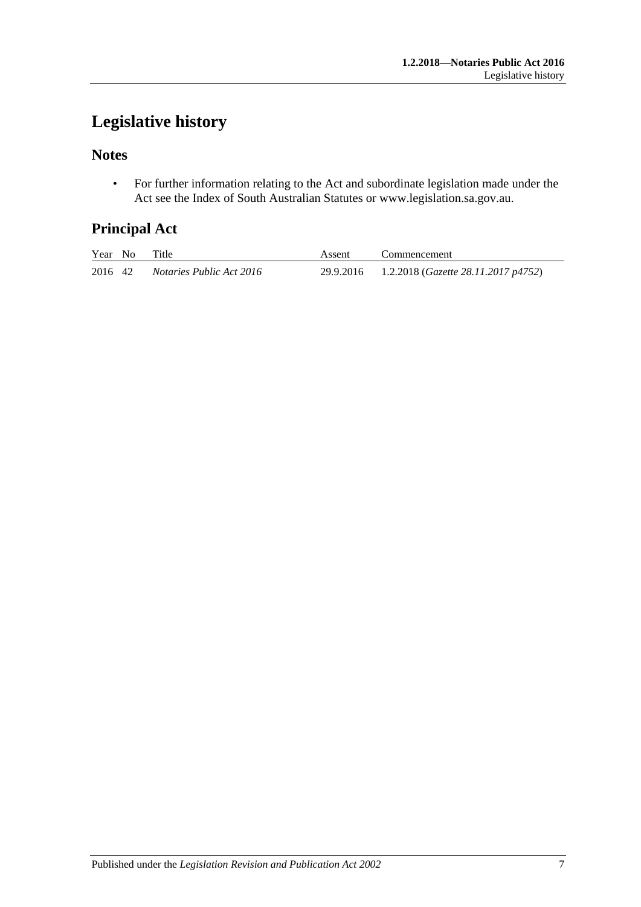# Legislative history

## Notes

- For further information relating to the Act and subordinate legislation made under the Act see the Index of South Australian Statutes or www.legislation.sa.gov.au.

## Principal Act

| Year | No | Title | Assent | Commencement |
|---|---|---|---|---|
| 2016 | 42 | *Notaries Public Act 2016* | 29.9.2016 | 1.2.2018 (*Gazette 28.11.2017 p4752*) |